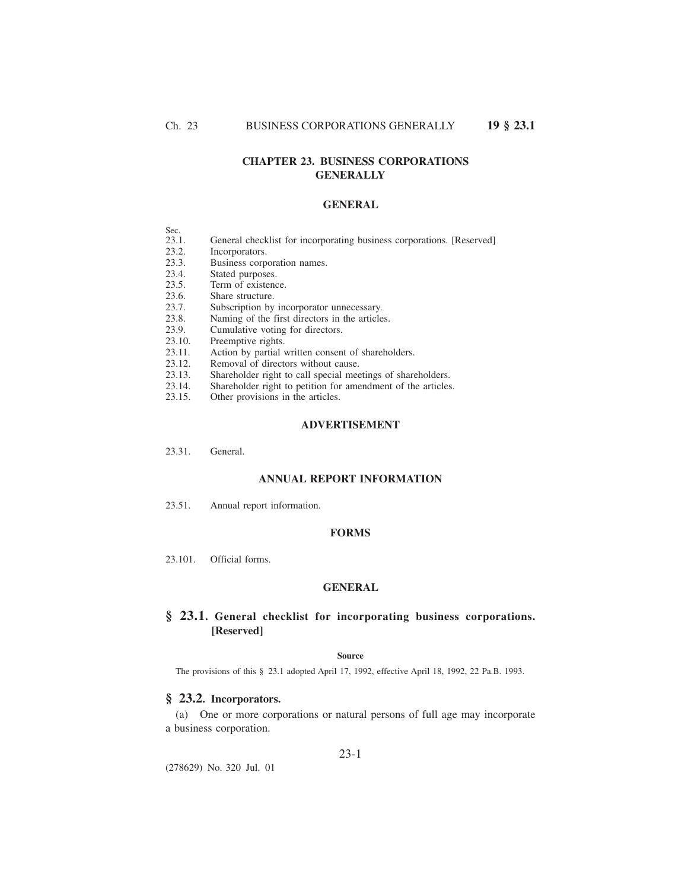# CHAPTER 23. BUSINESS CORPORATIONS GENERALLY

## GENERAL

Sec.
23.1. General checklist for incorporating business corporations. [Reserved]
23.2. Incorporators.
23.3. Business corporation names.
23.4. Stated purposes.
23.5. Term of existence.
23.6. Share structure.
23.7. Subscription by incorporator unnecessary.
23.8. Naming of the first directors in the articles.
23.9. Cumulative voting for directors.
23.10. Preemptive rights.
23.11. Action by partial written consent of shareholders.
23.12. Removal of directors without cause.
23.13. Shareholder right to call special meetings of shareholders.
23.14. Shareholder right to petition for amendment of the articles.
23.15. Other provisions in the articles.

## ADVERTISEMENT

23.31. General.

## ANNUAL REPORT INFORMATION

23.51. Annual report information.

## FORMS

23.101. Official forms.

## GENERAL

### § 23.1. General checklist for incorporating business corporations. [Reserved]

#### Source

The provisions of this § 23.1 adopted April 17, 1992, effective April 18, 1992, 22 Pa.B. 1993.

### § 23.2. Incorporators.

(a) One or more corporations or natural persons of full age may incorporate a business corporation.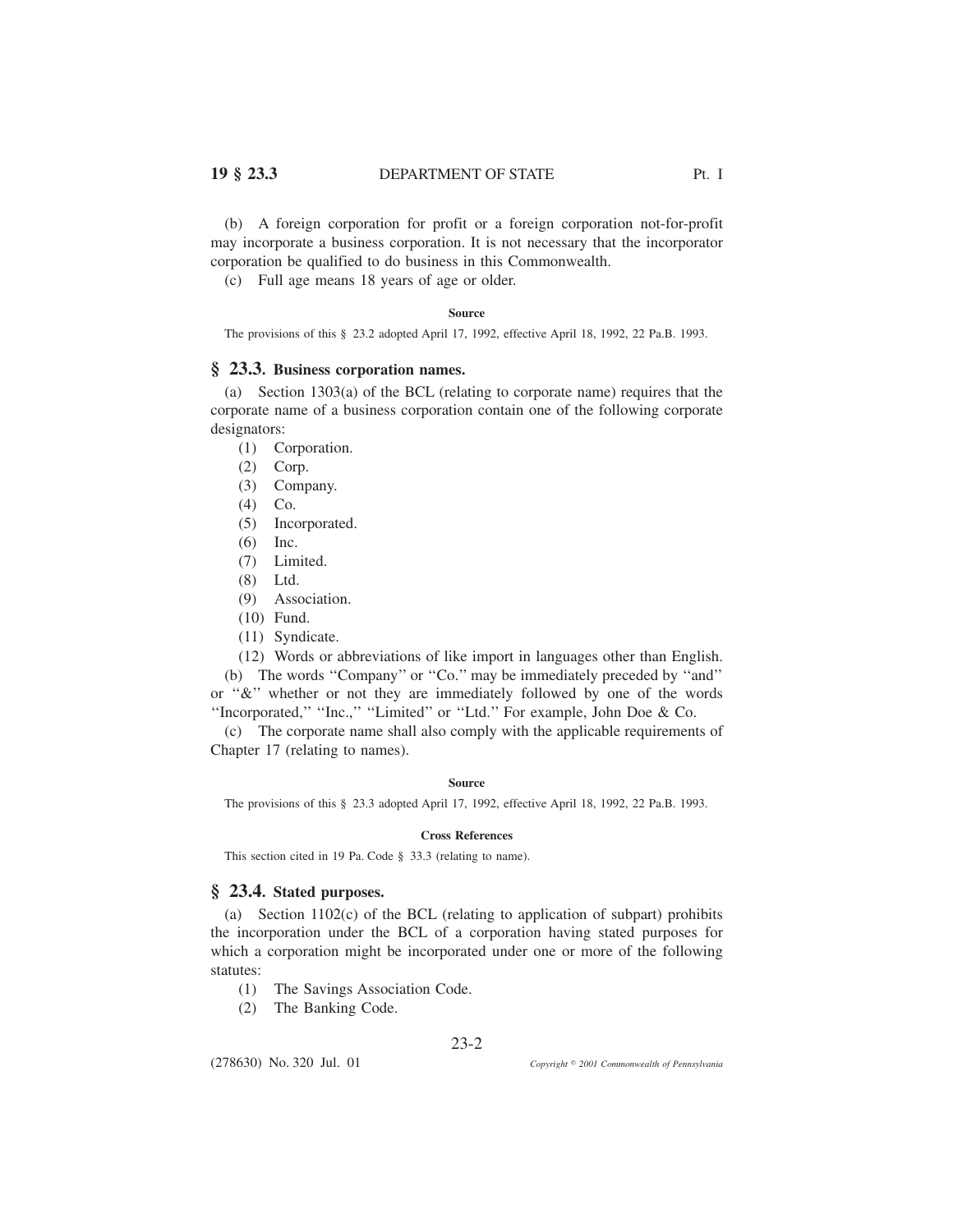(b) A foreign corporation for profit or a foreign corporation not-for-profit may incorporate a business corporation. It is not necessary that the incorporator corporation be qualified to do business in this Commonwealth.

(c) Full age means 18 years of age or older.

**Source**

The provisions of this § 23.2 adopted April 17, 1992, effective April 18, 1992, 22 Pa.B. 1993.

## § 23.3. Business corporation names.

(a) Section 1303(a) of the BCL (relating to corporate name) requires that the corporate name of a business corporation contain one of the following corporate designators:

(1) Corporation.

(2) Corp.

(3) Company.

(4) Co.

(5) Incorporated.

(6) Inc.

(7) Limited.

(8) Ltd.

(9) Association.

(10) Fund.

(11) Syndicate.

(12) Words or abbreviations of like import in languages other than English.

(b) The words ''Company'' or ''Co.'' may be immediately preceded by ''and'' or ''&'' whether or not they are immediately followed by one of the words ''Incorporated,'' ''Inc.,'' ''Limited'' or ''Ltd.'' For example, John Doe & Co.

(c) The corporate name shall also comply with the applicable requirements of Chapter 17 (relating to names).

**Source**

The provisions of this § 23.3 adopted April 17, 1992, effective April 18, 1992, 22 Pa.B. 1993.

**Cross References**

This section cited in 19 Pa. Code § 33.3 (relating to name).

## § 23.4. Stated purposes.

(a) Section 1102(c) of the BCL (relating to application of subpart) prohibits the incorporation under the BCL of a corporation having stated purposes for which a corporation might be incorporated under one or more of the following statutes:

(1) The Savings Association Code.

(2) The Banking Code.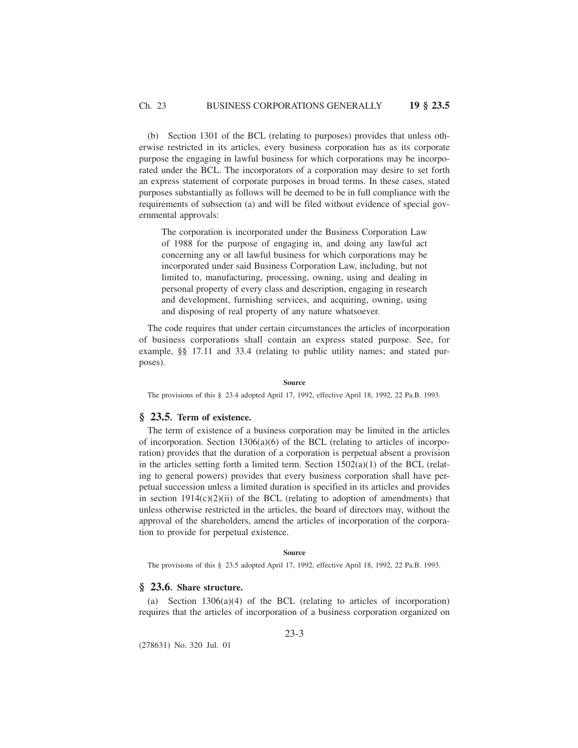(b) Section 1301 of the BCL (relating to purposes) provides that unless otherwise restricted in its articles, every business corporation has as its corporate purpose the engaging in lawful business for which corporations may be incorporated under the BCL. The incorporators of a corporation may desire to set forth an express statement of corporate purposes in broad terms. In these cases, stated purposes substantially as follows will be deemed to be in full compliance with the requirements of subsection (a) and will be filed without evidence of special governmental approvals:

> The corporation is incorporated under the Business Corporation Law of 1988 for the purpose of engaging in, and doing any lawful act concerning any or all lawful business for which corporations may be incorporated under said Business Corporation Law, including, but not limited to, manufacturing, processing, owning, using and dealing in personal property of every class and description, engaging in research and development, furnishing services, and acquiring, owning, using and disposing of real property of any nature whatsoever.

The code requires that under certain circumstances the articles of incorporation of business corporations shall contain an express stated purpose. See, for example, §§ 17.11 and 33.4 (relating to public utility names; and stated purposes).

**Source**

The provisions of this § 23.4 adopted April 17, 1992, effective April 18, 1992, 22 Pa.B. 1993.

## § 23.5. Term of existence.

The term of existence of a business corporation may be limited in the articles of incorporation. Section 1306(a)(6) of the BCL (relating to articles of incorporation) provides that the duration of a corporation is perpetual absent a provision in the articles setting forth a limited term. Section 1502(a)(1) of the BCL (relating to general powers) provides that every business corporation shall have perpetual succession unless a limited duration is specified in its articles and provides in section 1914(c)(2)(ii) of the BCL (relating to adoption of amendments) that unless otherwise restricted in the articles, the board of directors may, without the approval of the shareholders, amend the articles of incorporation of the corporation to provide for perpetual existence.

**Source**

The provisions of this § 23.5 adopted April 17, 1992, effective April 18, 1992, 22 Pa.B. 1993.

## § 23.6. Share structure.

(a) Section 1306(a)(4) of the BCL (relating to articles of incorporation) requires that the articles of incorporation of a business corporation organized on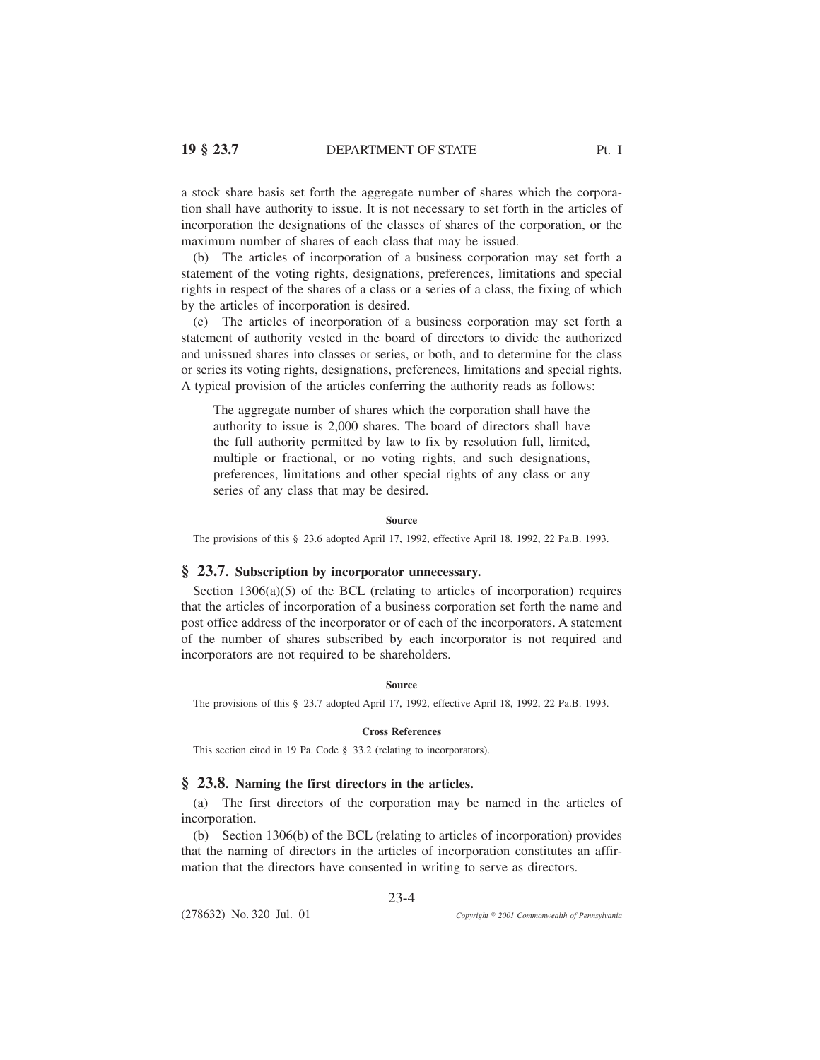a stock share basis set forth the aggregate number of shares which the corporation shall have authority to issue. It is not necessary to set forth in the articles of incorporation the designations of the classes of shares of the corporation, or the maximum number of shares of each class that may be issued.

(b) The articles of incorporation of a business corporation may set forth a statement of the voting rights, designations, preferences, limitations and special rights in respect of the shares of a class or a series of a class, the fixing of which by the articles of incorporation is desired.

(c) The articles of incorporation of a business corporation may set forth a statement of authority vested in the board of directors to divide the authorized and unissued shares into classes or series, or both, and to determine for the class or series its voting rights, designations, preferences, limitations and special rights. A typical provision of the articles conferring the authority reads as follows:

> The aggregate number of shares which the corporation shall have the authority to issue is 2,000 shares. The board of directors shall have the full authority permitted by law to fix by resolution full, limited, multiple or fractional, or no voting rights, and such designations, preferences, limitations and other special rights of any class or any series of any class that may be desired.

**Source**

The provisions of this § 23.6 adopted April 17, 1992, effective April 18, 1992, 22 Pa.B. 1993.

## § 23.7. Subscription by incorporator unnecessary.

Section 1306(a)(5) of the BCL (relating to articles of incorporation) requires that the articles of incorporation of a business corporation set forth the name and post office address of the incorporator or of each of the incorporators. A statement of the number of shares subscribed by each incorporator is not required and incorporators are not required to be shareholders.

**Source**

The provisions of this § 23.7 adopted April 17, 1992, effective April 18, 1992, 22 Pa.B. 1993.

**Cross References**

This section cited in 19 Pa. Code § 33.2 (relating to incorporators).

## § 23.8. Naming the first directors in the articles.

(a) The first directors of the corporation may be named in the articles of incorporation.

(b) Section 1306(b) of the BCL (relating to articles of incorporation) provides that the naming of directors in the articles of incorporation constitutes an affirmation that the directors have consented in writing to serve as directors.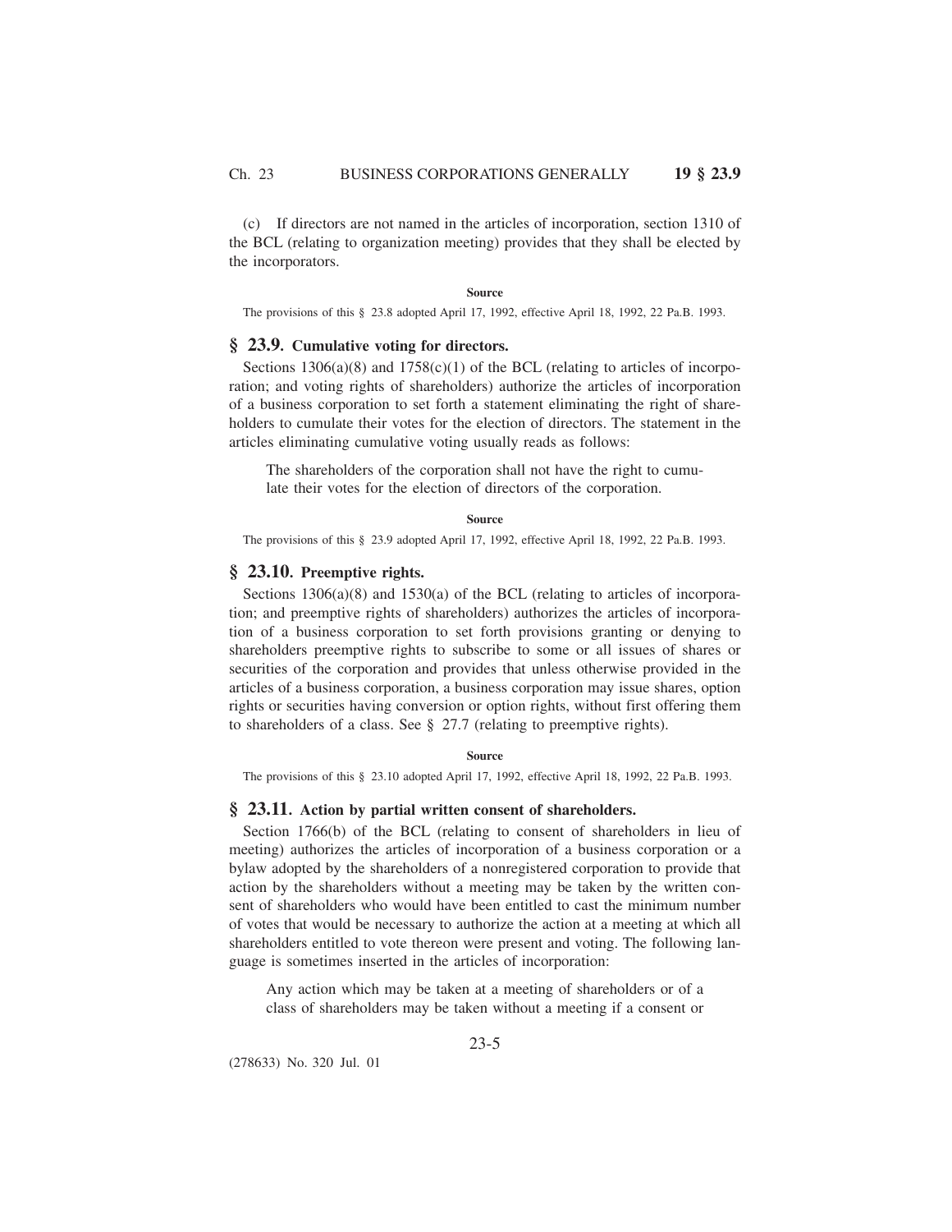(c) If directors are not named in the articles of incorporation, section 1310 of the BCL (relating to organization meeting) provides that they shall be elected by the incorporators.

**Source**

The provisions of this § 23.8 adopted April 17, 1992, effective April 18, 1992, 22 Pa.B. 1993.

## § 23.9. Cumulative voting for directors.

Sections 1306(a)(8) and 1758(c)(1) of the BCL (relating to articles of incorporation; and voting rights of shareholders) authorize the articles of incorporation of a business corporation to set forth a statement eliminating the right of shareholders to cumulate their votes for the election of directors. The statement in the articles eliminating cumulative voting usually reads as follows:

> The shareholders of the corporation shall not have the right to cumulate their votes for the election of directors of the corporation.

**Source**

The provisions of this § 23.9 adopted April 17, 1992, effective April 18, 1992, 22 Pa.B. 1993.

## § 23.10. Preemptive rights.

Sections 1306(a)(8) and 1530(a) of the BCL (relating to articles of incorporation; and preemptive rights of shareholders) authorizes the articles of incorporation of a business corporation to set forth provisions granting or denying to shareholders preemptive rights to subscribe to some or all issues of shares or securities of the corporation and provides that unless otherwise provided in the articles of a business corporation, a business corporation may issue shares, option rights or securities having conversion or option rights, without first offering them to shareholders of a class. See § 27.7 (relating to preemptive rights).

**Source**

The provisions of this § 23.10 adopted April 17, 1992, effective April 18, 1992, 22 Pa.B. 1993.

## § 23.11. Action by partial written consent of shareholders.

Section 1766(b) of the BCL (relating to consent of shareholders in lieu of meeting) authorizes the articles of incorporation of a business corporation or a bylaw adopted by the shareholders of a nonregistered corporation to provide that action by the shareholders without a meeting may be taken by the written consent of shareholders who would have been entitled to cast the minimum number of votes that would be necessary to authorize the action at a meeting at which all shareholders entitled to vote thereon were present and voting. The following language is sometimes inserted in the articles of incorporation:

> Any action which may be taken at a meeting of shareholders or of a class of shareholders may be taken without a meeting if a consent or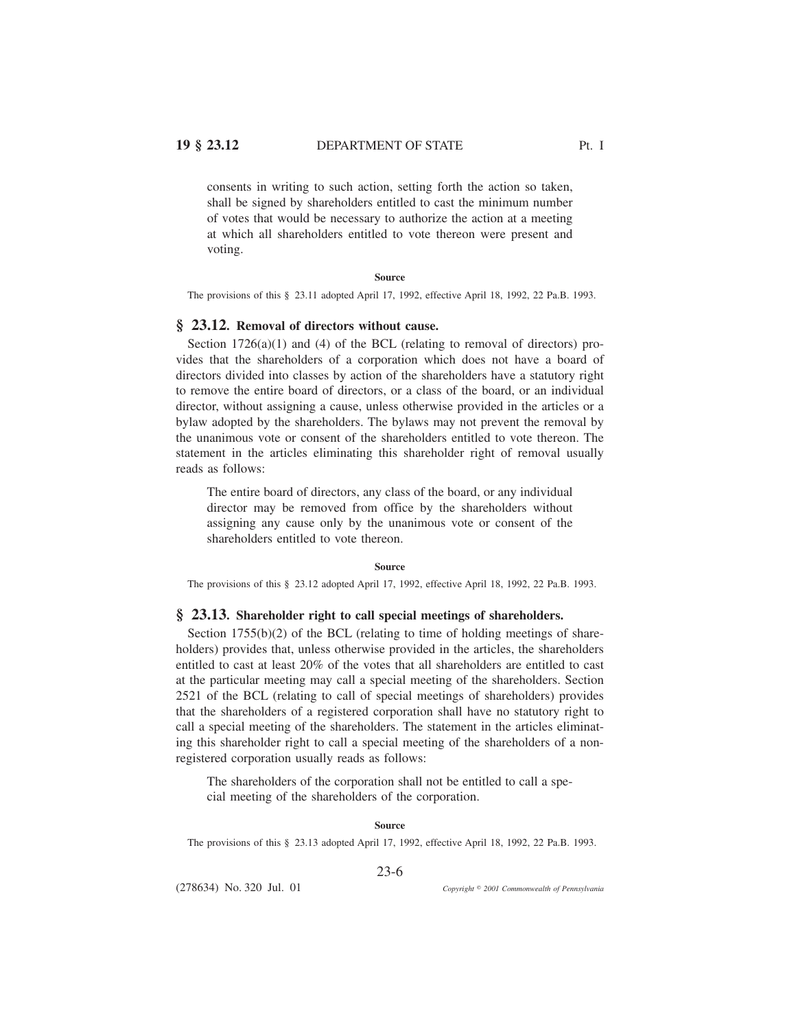consents in writing to such action, setting forth the action so taken, shall be signed by shareholders entitled to cast the minimum number of votes that would be necessary to authorize the action at a meeting at which all shareholders entitled to vote thereon were present and voting.

**Source**

The provisions of this § 23.11 adopted April 17, 1992, effective April 18, 1992, 22 Pa.B. 1993.

## § 23.12. Removal of directors without cause.

Section 1726(a)(1) and (4) of the BCL (relating to removal of directors) provides that the shareholders of a corporation which does not have a board of directors divided into classes by action of the shareholders have a statutory right to remove the entire board of directors, or a class of the board, or an individual director, without assigning a cause, unless otherwise provided in the articles or a bylaw adopted by the shareholders. The bylaws may not prevent the removal by the unanimous vote or consent of the shareholders entitled to vote thereon. The statement in the articles eliminating this shareholder right of removal usually reads as follows:

> The entire board of directors, any class of the board, or any individual director may be removed from office by the shareholders without assigning any cause only by the unanimous vote or consent of the shareholders entitled to vote thereon.

**Source**

The provisions of this § 23.12 adopted April 17, 1992, effective April 18, 1992, 22 Pa.B. 1993.

## § 23.13. Shareholder right to call special meetings of shareholders.

Section 1755(b)(2) of the BCL (relating to time of holding meetings of shareholders) provides that, unless otherwise provided in the articles, the shareholders entitled to cast at least 20% of the votes that all shareholders are entitled to cast at the particular meeting may call a special meeting of the shareholders. Section 2521 of the BCL (relating to call of special meetings of shareholders) provides that the shareholders of a registered corporation shall have no statutory right to call a special meeting of the shareholders. The statement in the articles eliminating this shareholder right to call a special meeting of the shareholders of a nonregistered corporation usually reads as follows:

> The shareholders of the corporation shall not be entitled to call a special meeting of the shareholders of the corporation.

**Source**

The provisions of this § 23.13 adopted April 17, 1992, effective April 18, 1992, 22 Pa.B. 1993.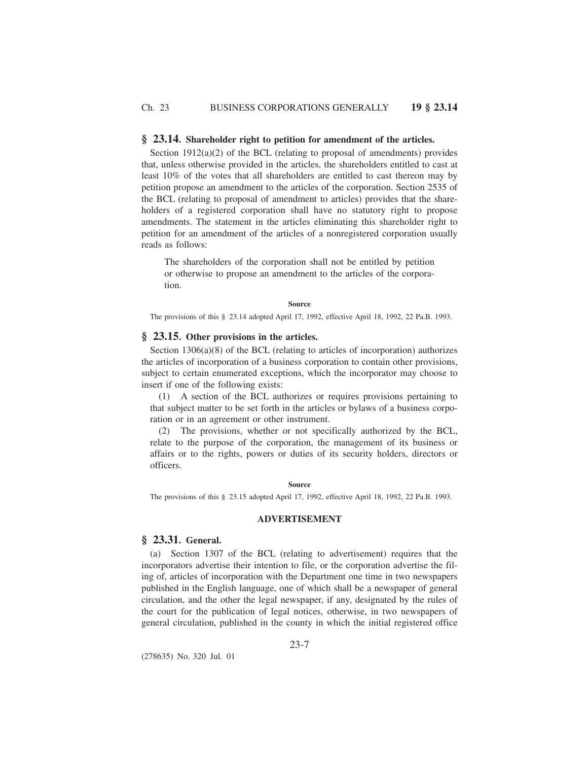## § 23.14. Shareholder right to petition for amendment of the articles.

Section 1912(a)(2) of the BCL (relating to proposal of amendments) provides that, unless otherwise provided in the articles, the shareholders entitled to cast at least 10% of the votes that all shareholders are entitled to cast thereon may by petition propose an amendment to the articles of the corporation. Section 2535 of the BCL (relating to proposal of amendment to articles) provides that the shareholders of a registered corporation shall have no statutory right to propose amendments. The statement in the articles eliminating this shareholder right to petition for an amendment of the articles of a nonregistered corporation usually reads as follows:

> The shareholders of the corporation shall not be entitled by petition or otherwise to propose an amendment to the articles of the corporation.

**Source**

The provisions of this § 23.14 adopted April 17, 1992, effective April 18, 1992, 22 Pa.B. 1993.

## § 23.15. Other provisions in the articles.

Section 1306(a)(8) of the BCL (relating to articles of incorporation) authorizes the articles of incorporation of a business corporation to contain other provisions, subject to certain enumerated exceptions, which the incorporator may choose to insert if one of the following exists:

(1) A section of the BCL authorizes or requires provisions pertaining to that subject matter to be set forth in the articles or bylaws of a business corporation or in an agreement or other instrument.

(2) The provisions, whether or not specifically authorized by the BCL, relate to the purpose of the corporation, the management of its business or affairs or to the rights, powers or duties of its security holders, directors or officers.

**Source**

The provisions of this § 23.15 adopted April 17, 1992, effective April 18, 1992, 22 Pa.B. 1993.

### ADVERTISEMENT

## § 23.31. General.

(a) Section 1307 of the BCL (relating to advertisement) requires that the incorporators advertise their intention to file, or the corporation advertise the filing of, articles of incorporation with the Department one time in two newspapers published in the English language, one of which shall be a newspaper of general circulation, and the other the legal newspaper, if any, designated by the rules of the court for the publication of legal notices, otherwise, in two newspapers of general circulation, published in the county in which the initial registered office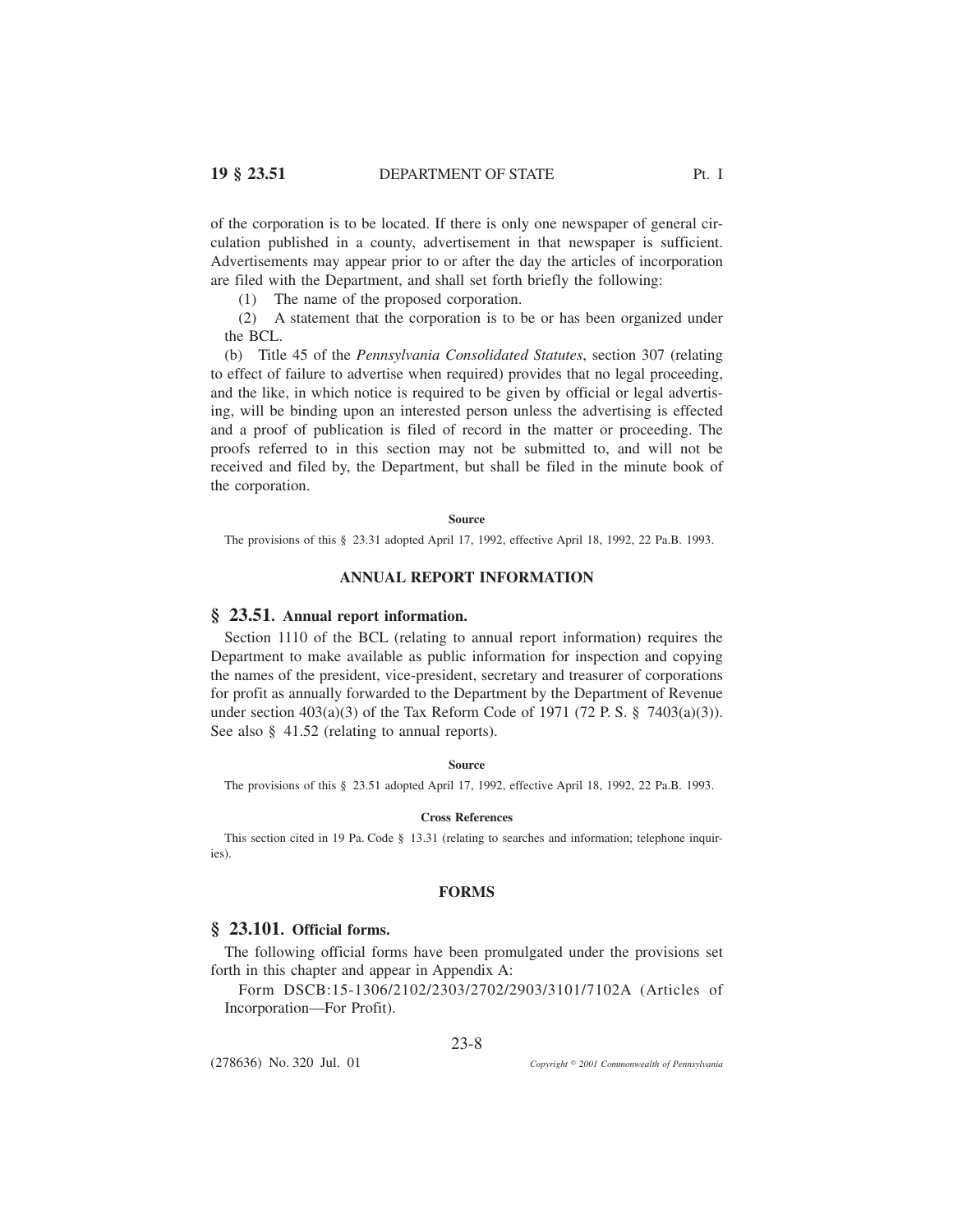of the corporation is to be located. If there is only one newspaper of general circulation published in a county, advertisement in that newspaper is sufficient. Advertisements may appear prior to or after the day the articles of incorporation are filed with the Department, and shall set forth briefly the following:

(1) The name of the proposed corporation.

(2) A statement that the corporation is to be or has been organized under the BCL.

(b) Title 45 of the *Pennsylvania Consolidated Statutes*, section 307 (relating to effect of failure to advertise when required) provides that no legal proceeding, and the like, in which notice is required to be given by official or legal advertising, will be binding upon an interested person unless the advertising is effected and a proof of publication is filed of record in the matter or proceeding. The proofs referred to in this section may not be submitted to, and will not be received and filed by, the Department, but shall be filed in the minute book of the corporation.

**Source**

The provisions of this § 23.31 adopted April 17, 1992, effective April 18, 1992, 22 Pa.B. 1993.

## ANNUAL REPORT INFORMATION

### § 23.51. Annual report information.

Section 1110 of the BCL (relating to annual report information) requires the Department to make available as public information for inspection and copying the names of the president, vice-president, secretary and treasurer of corporations for profit as annually forwarded to the Department by the Department of Revenue under section 403(a)(3) of the Tax Reform Code of 1971 (72 P. S. § 7403(a)(3)). See also § 41.52 (relating to annual reports).

**Source**

The provisions of this § 23.51 adopted April 17, 1992, effective April 18, 1992, 22 Pa.B. 1993.

**Cross References**

This section cited in 19 Pa. Code § 13.31 (relating to searches and information; telephone inquiries).

## FORMS

### § 23.101. Official forms.

The following official forms have been promulgated under the provisions set forth in this chapter and appear in Appendix A:

Form DSCB:15-1306/2102/2303/2702/2903/3101/7102A (Articles of Incorporation—For Profit).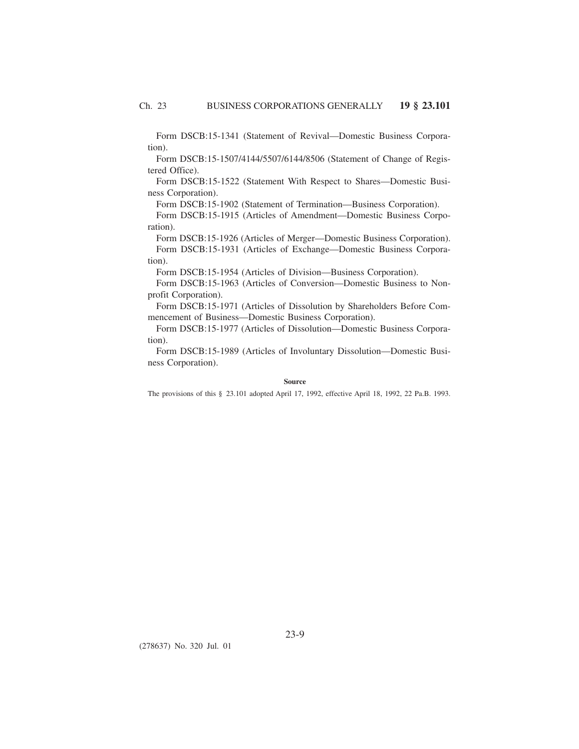Form DSCB:15-1341 (Statement of Revival—Domestic Business Corporation).

Form DSCB:15-1507/4144/5507/6144/8506 (Statement of Change of Registered Office).

Form DSCB:15-1522 (Statement With Respect to Shares—Domestic Business Corporation).

Form DSCB:15-1902 (Statement of Termination—Business Corporation).

Form DSCB:15-1915 (Articles of Amendment—Domestic Business Corporation).

Form DSCB:15-1926 (Articles of Merger—Domestic Business Corporation).

Form DSCB:15-1931 (Articles of Exchange—Domestic Business Corporation).

Form DSCB:15-1954 (Articles of Division—Business Corporation).

Form DSCB:15-1963 (Articles of Conversion—Domestic Business to Nonprofit Corporation).

Form DSCB:15-1971 (Articles of Dissolution by Shareholders Before Commencement of Business—Domestic Business Corporation).

Form DSCB:15-1977 (Articles of Dissolution—Domestic Business Corporation).

Form DSCB:15-1989 (Articles of Involuntary Dissolution—Domestic Business Corporation).

**Source**

The provisions of this § 23.101 adopted April 17, 1992, effective April 18, 1992, 22 Pa.B. 1993.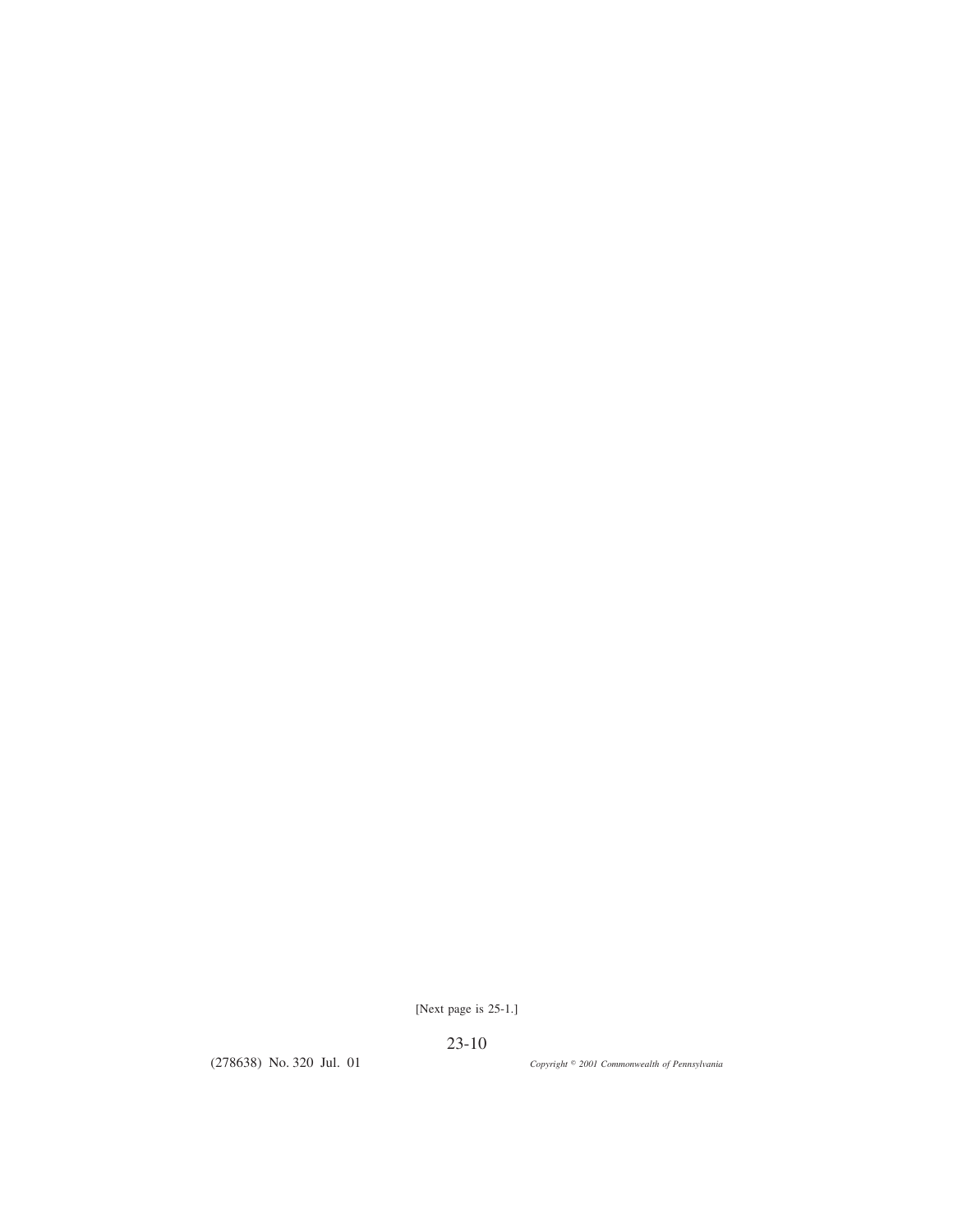[Next page is 25-1.]